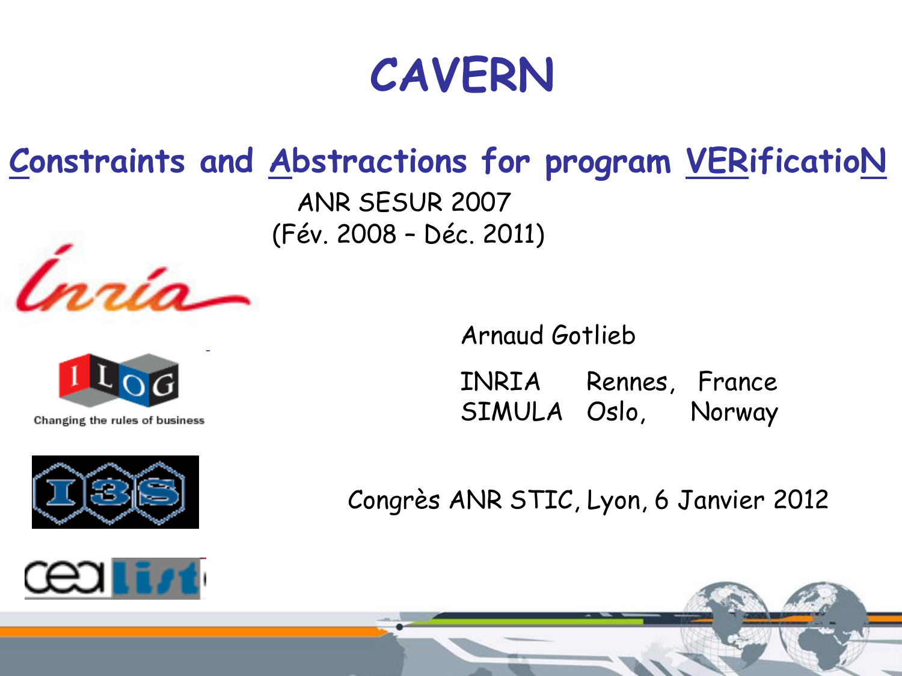# CAVERN

## Constraints and Abstractions for program VERificatioN

ANR SESUR 2007
(Fév. 2008 – Déc. 2011)

Changing the rules of business

Arnaud Gotlieb

INRIA Rennes, France
SIMULA Oslo, Norway

Congrès ANR STIC, Lyon, 6 Janvier 2012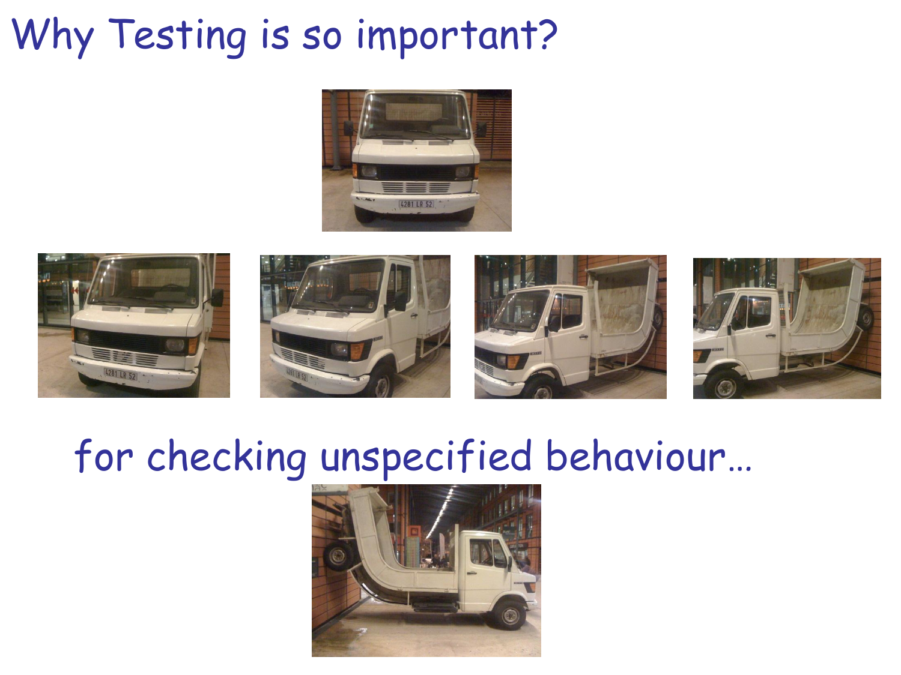# Why Testing is so important?

for checking unspecified behaviour…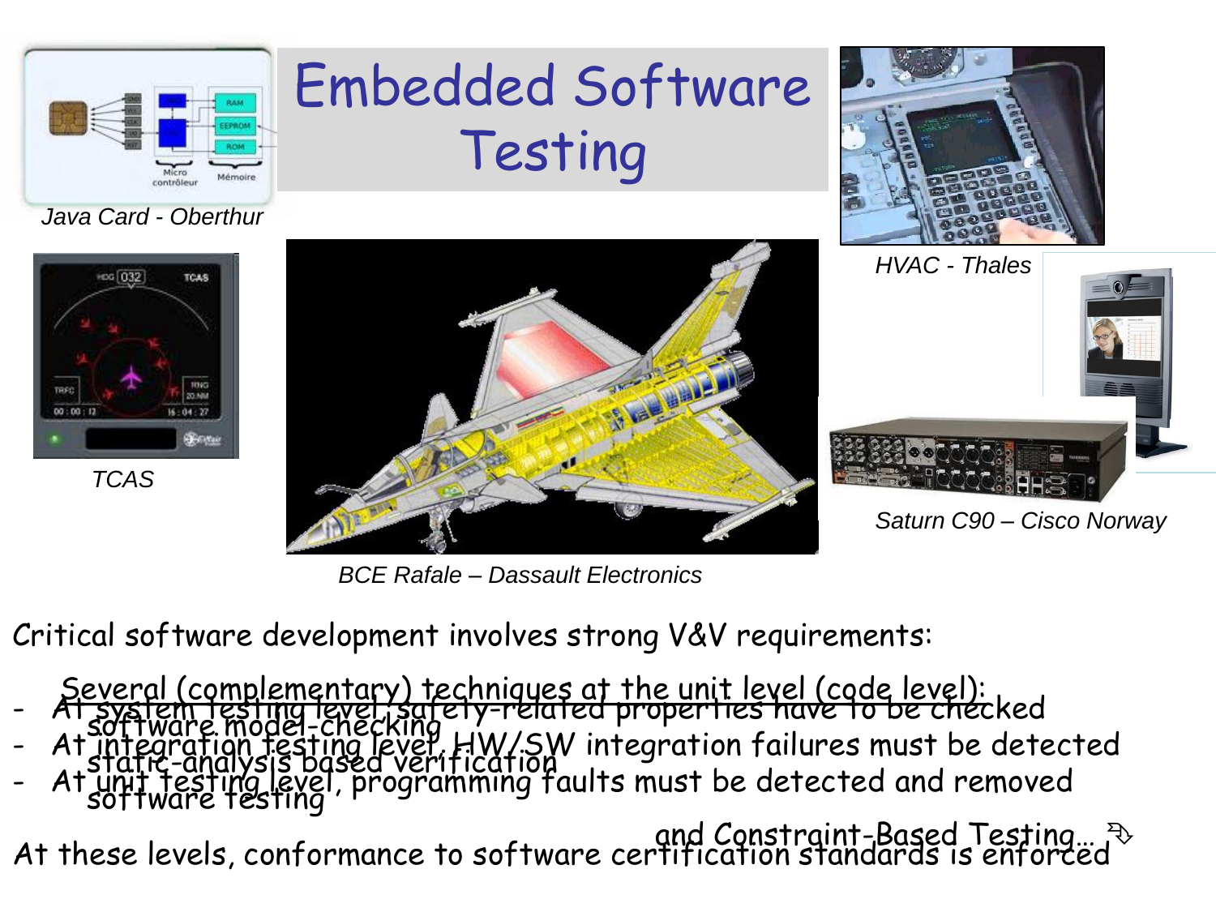# Embedded Software Testing

*Java Card - Oberthur*

*HVAC - Thales*

*TCAS*

*BCE Rafale – Dassault Electronics*

*Saturn C90 – Cisco Norway*

Critical software development involves strong V&V requirements:

- At system testing level, safety-related properties have to be checked
- At integration testing level, HW/SW integration failures must be detected
- At unit testing level, programming faults must be detected and removed

At these levels, conformance to software certification standards is enforced

Several (complementary) techniques at the unit level (code level):

software model-checking

static-analysis based verification

software testing

and Constraint-Based Testing…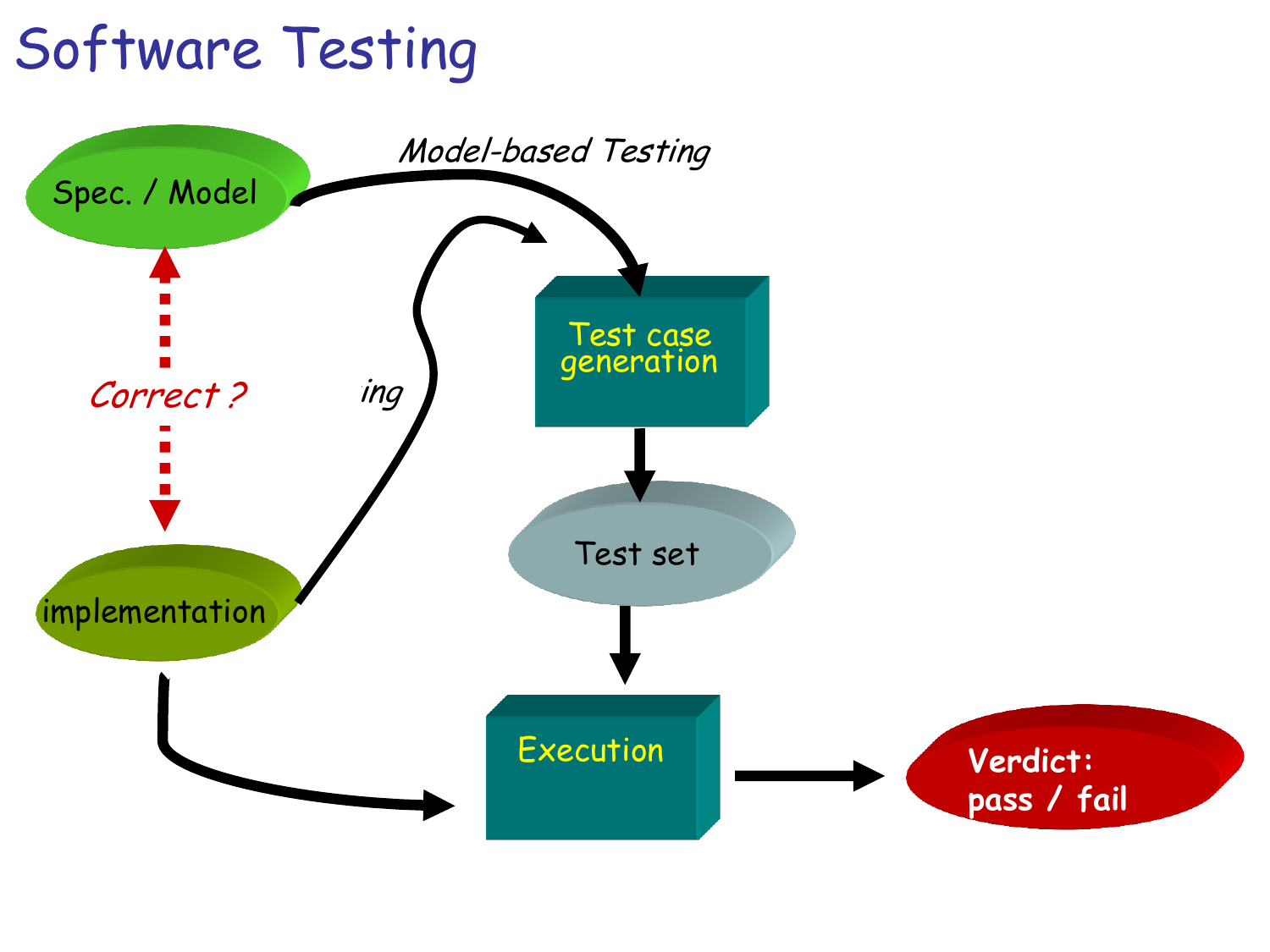# Software Testing

Spec. / Model

*Model-based Testing*

Correct ?

*ing*

implementation

Test case generation

Test set

Execution

Verdict: pass / fail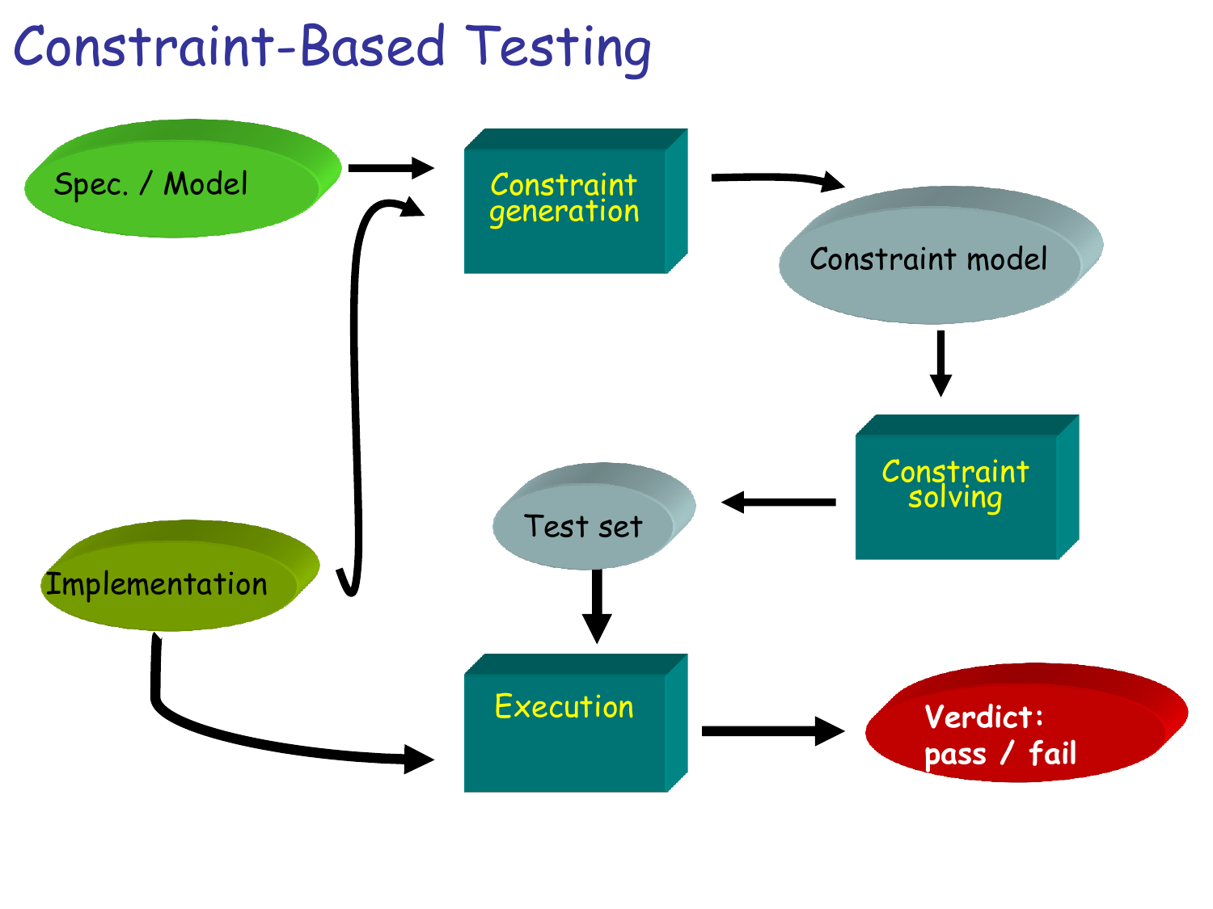# Constraint-Based Testing

Spec. / Model

Constraint generation

Constraint model

Constraint solving

Test set

Implementation

Execution

Verdict: pass / fail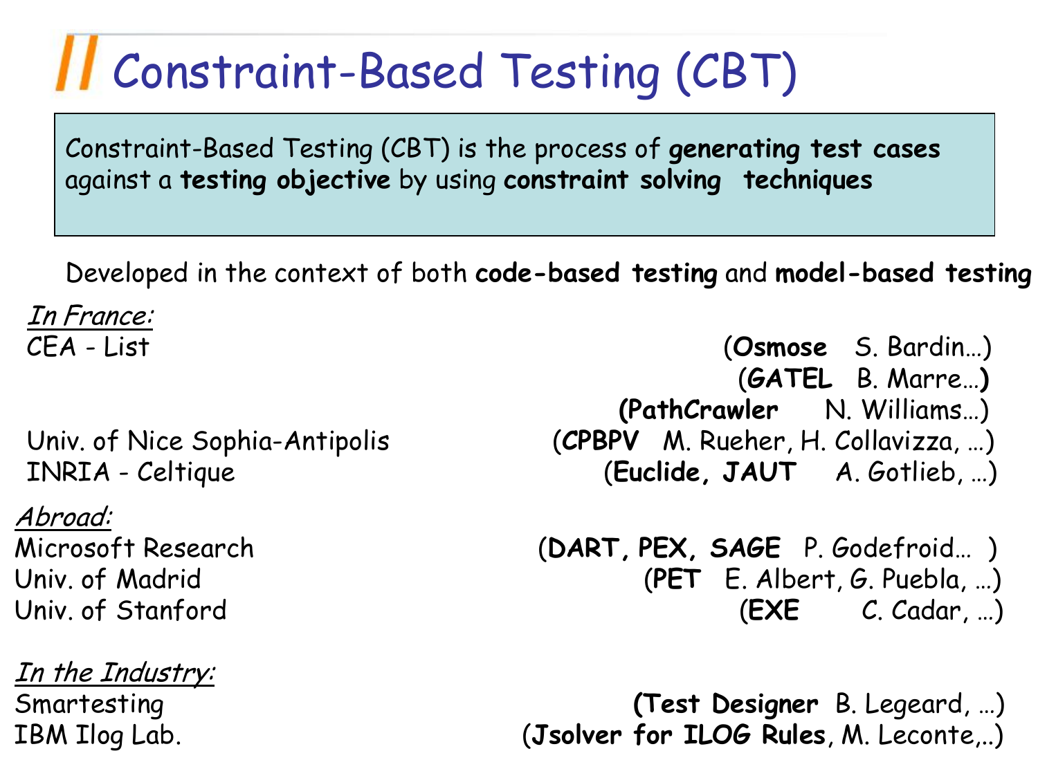# Constraint-Based Testing (CBT)

Constraint-Based Testing (CBT) is the process of **generating test cases** against a **testing objective** by using **constraint solving techniques**

Developed in the context of both **code-based testing** and **model-based testing**

*In France:*

CEA - List (**Osmose** S. Bardin…)
(**GATEL** B. Marre…)
(**PathCrawler** N. Williams…)

Univ. of Nice Sophia-Antipolis (**CPBPV** M. Rueher, H. Collavizza, …)

INRIA - Celtique (**Euclide, JAUT** A. Gotlieb, …)

*Abroad:*

Microsoft Research (**DART, PEX, SAGE** P. Godefroid… )

Univ. of Madrid (**PET** E. Albert, G. Puebla, …)

Univ. of Stanford (**EXE** C. Cadar, …)

*In the Industry:*

Smartesting (**Test Designer** B. Legeard, …)

IBM Ilog Lab. (**Jsolver for ILOG Rules**, M. Leconte,..)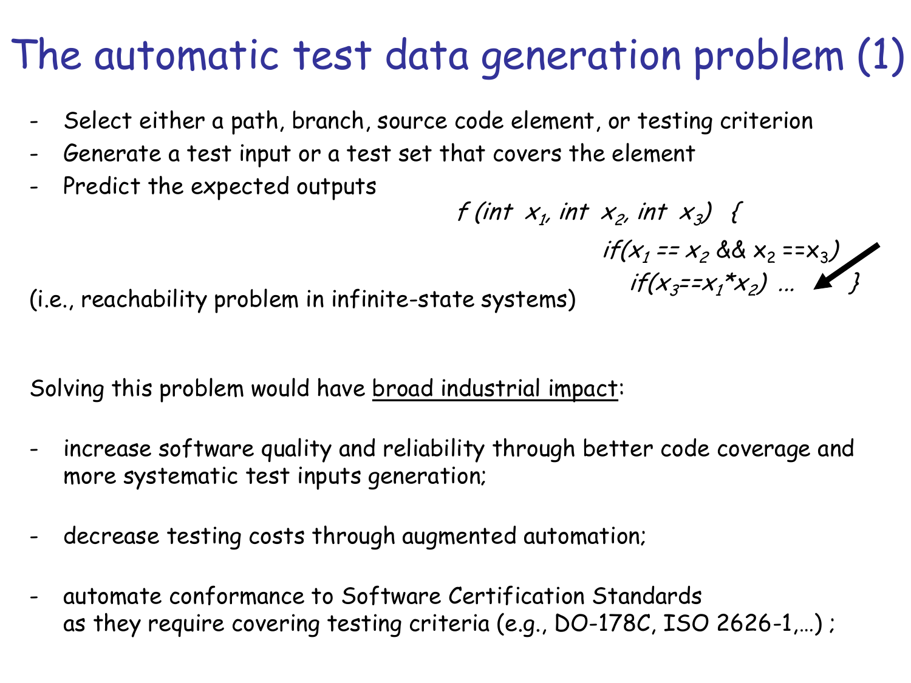# The automatic test data generation problem (1)

- Select either a path, branch, source code element, or testing criterion
- Generate a test input or a test set that covers the element
- Predict the expected outputs

```
f (int x1, int x2, int x3) {
    if(x1 == x2 && x2 ==x3)
        if(x3==x1*x2) ...      }
```

(i.e., reachability problem in infinite-state systems)

Solving this problem would have <u>broad industrial impact</u>:

- increase software quality and reliability through better code coverage and more systematic test inputs generation;
- decrease testing costs through augmented automation;
- automate conformance to Software Certification Standards as they require covering testing criteria (e.g., DO-178C, ISO 2626-1,…) ;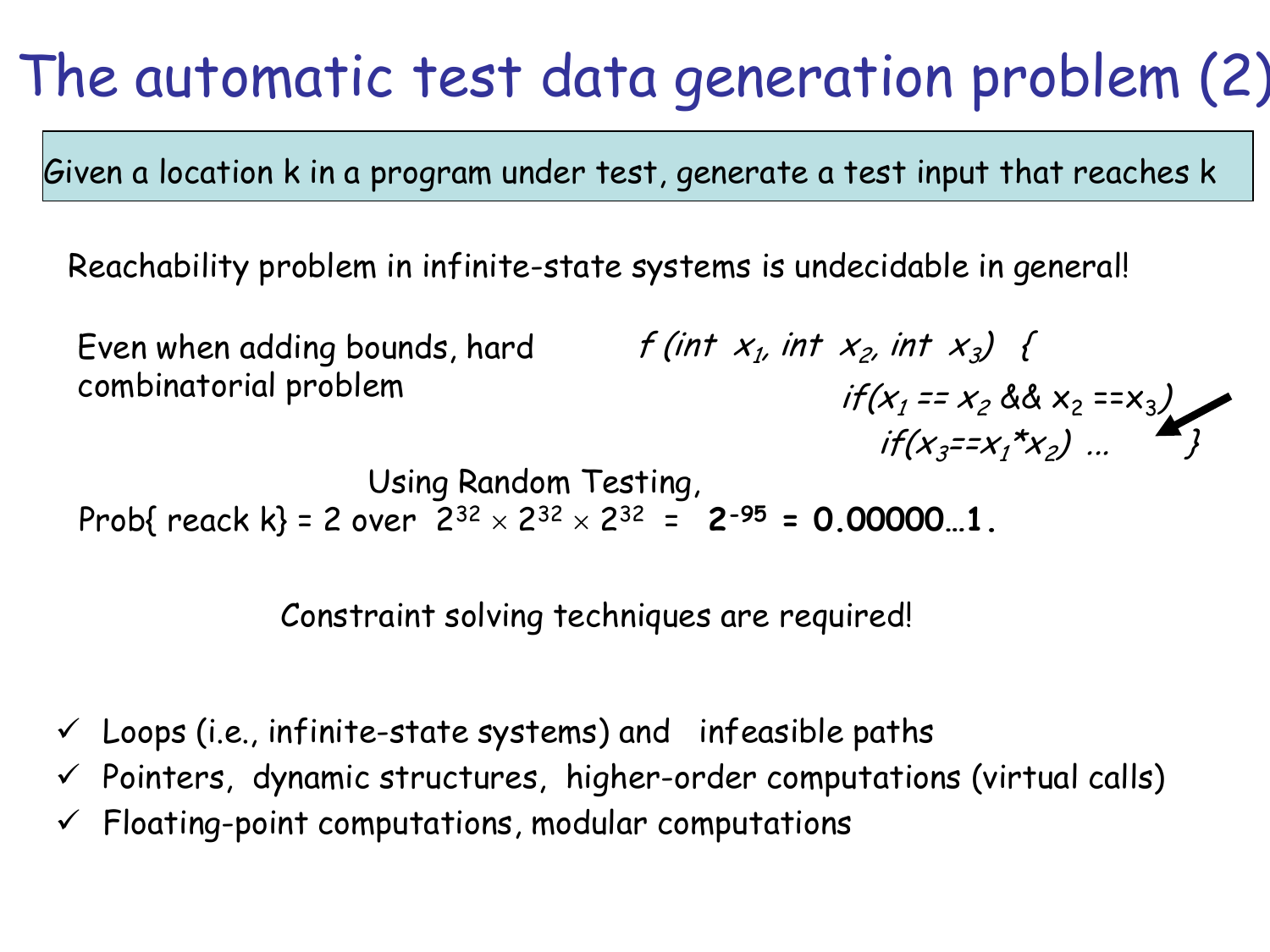# The automatic test data generation problem (2)

Given a location k in a program under test, generate a test input that reaches k

Reachability problem in infinite-state systems is undecidable in general!

Even when adding bounds, hard combinatorial problem

```
f (int x1, int x2, int x3) {
    if(x1 == x2 && x2 ==x3)
        if(x3==x1*x2) ...    }
```

Using Random Testing,

Prob{ reack k} = 2 over $2^{32} \times 2^{32} \times 2^{32}$ = $\mathbf{2^{-95}}$ **= 0.00000…1.**

Constraint solving techniques are required!

- ✓ Loops (i.e., infinite-state systems) and infeasible paths
- ✓ Pointers, dynamic structures, higher-order computations (virtual calls)
- ✓ Floating-point computations, modular computations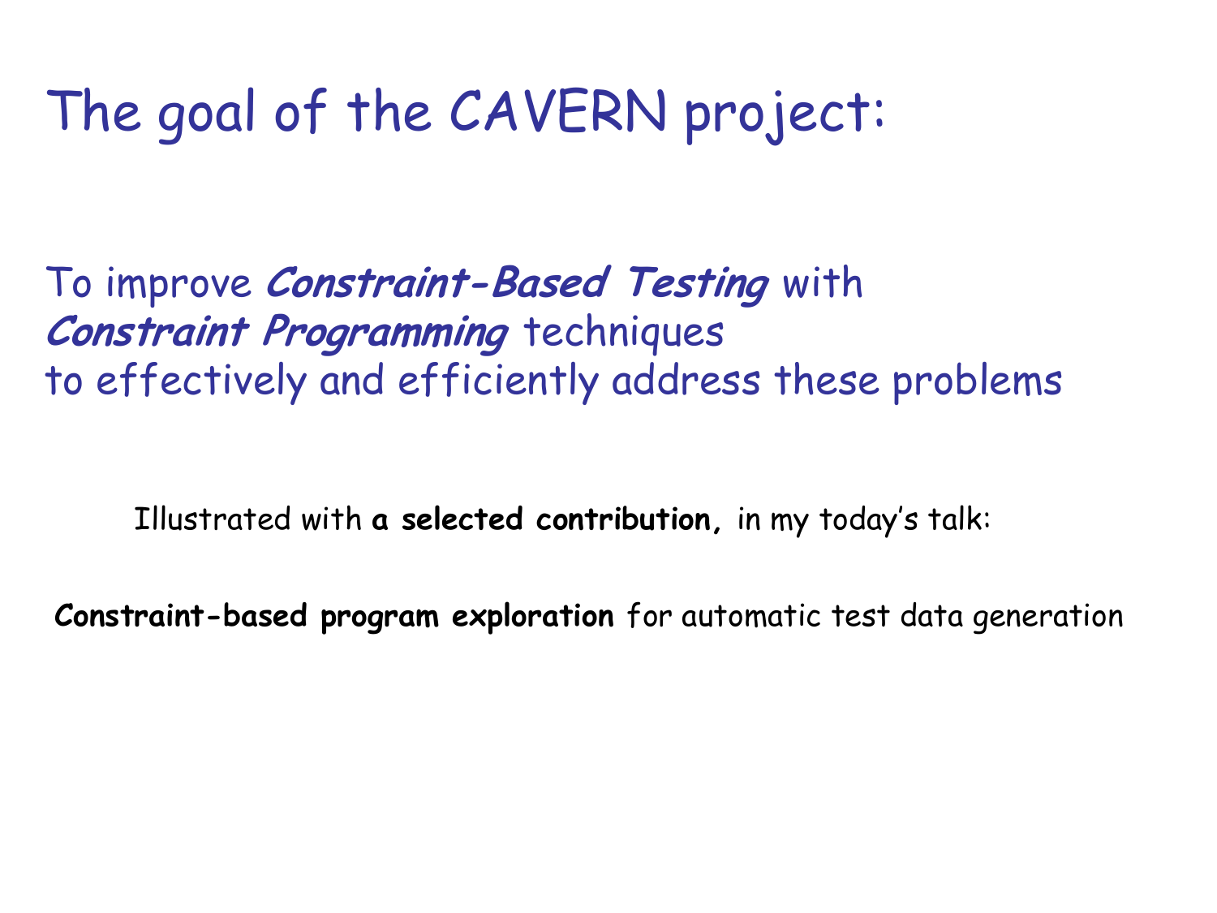# The goal of the CAVERN project:

To improve ***Constraint-Based Testing*** with ***Constraint Programming*** techniques to effectively and efficiently address these problems

Illustrated with **a selected contribution**, in my today's talk:

**Constraint-based program exploration** for automatic test data generation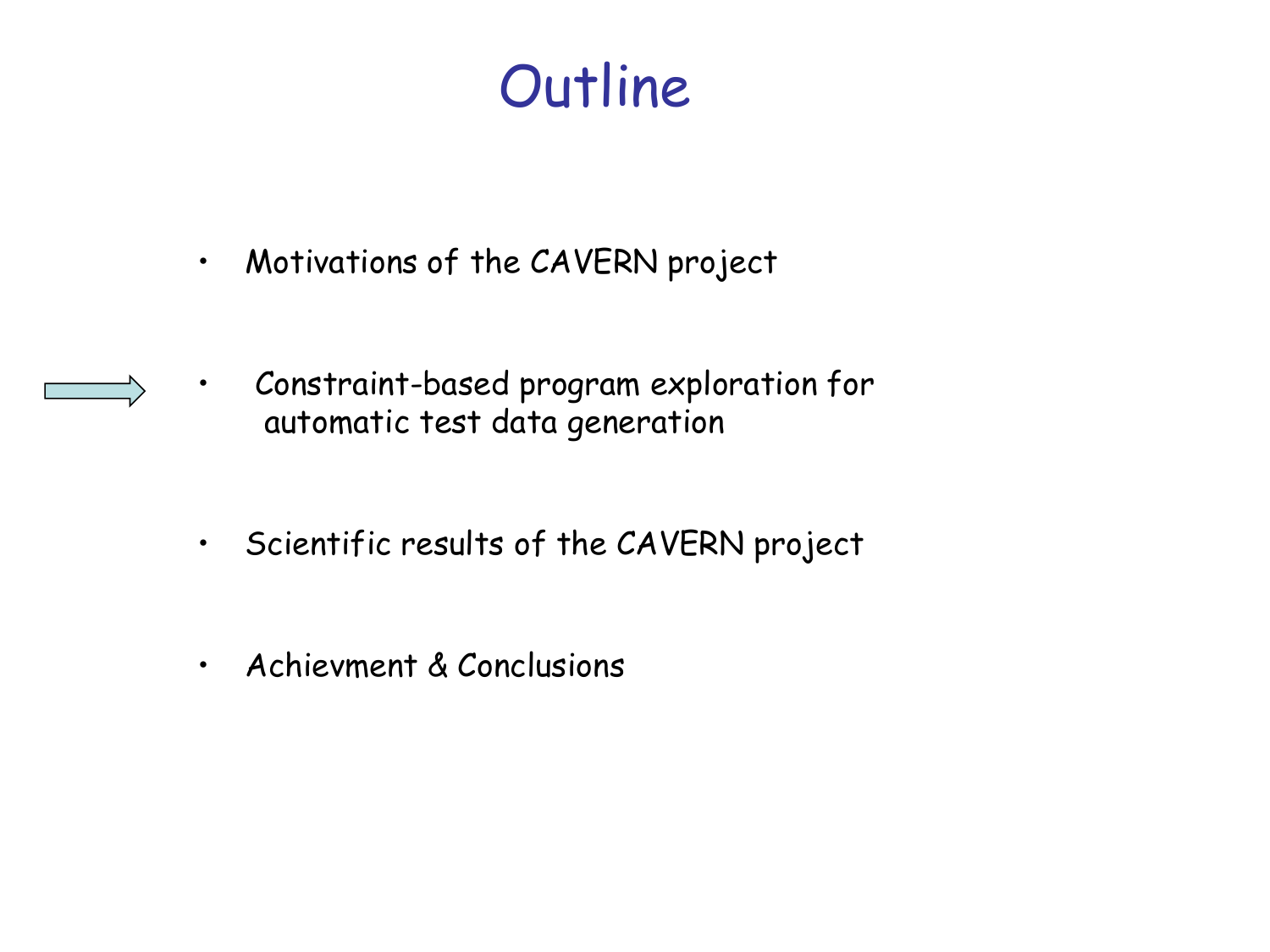# Outline

- Motivations of the CAVERN project
- Constraint-based program exploration for automatic test data generation
- Scientific results of the CAVERN project
- Achievment & Conclusions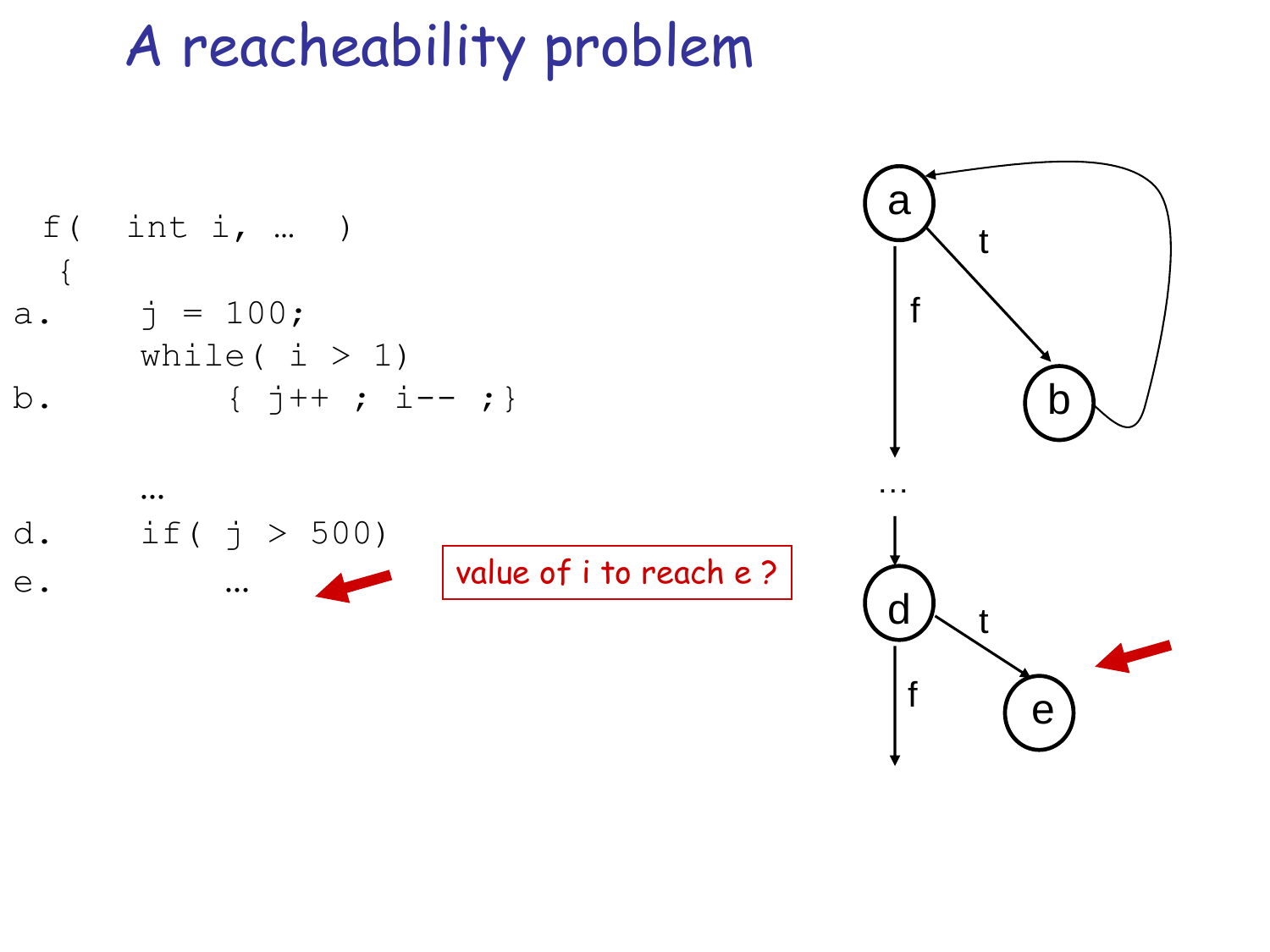# A reacheability problem

```
 f(  int i, …  )
  {
a.    j = 100;
      while( i > 1)
b.        { j++ ; i-- ;}

      …
d.    if( j > 500)
e.        …
```

value of i to reach e ?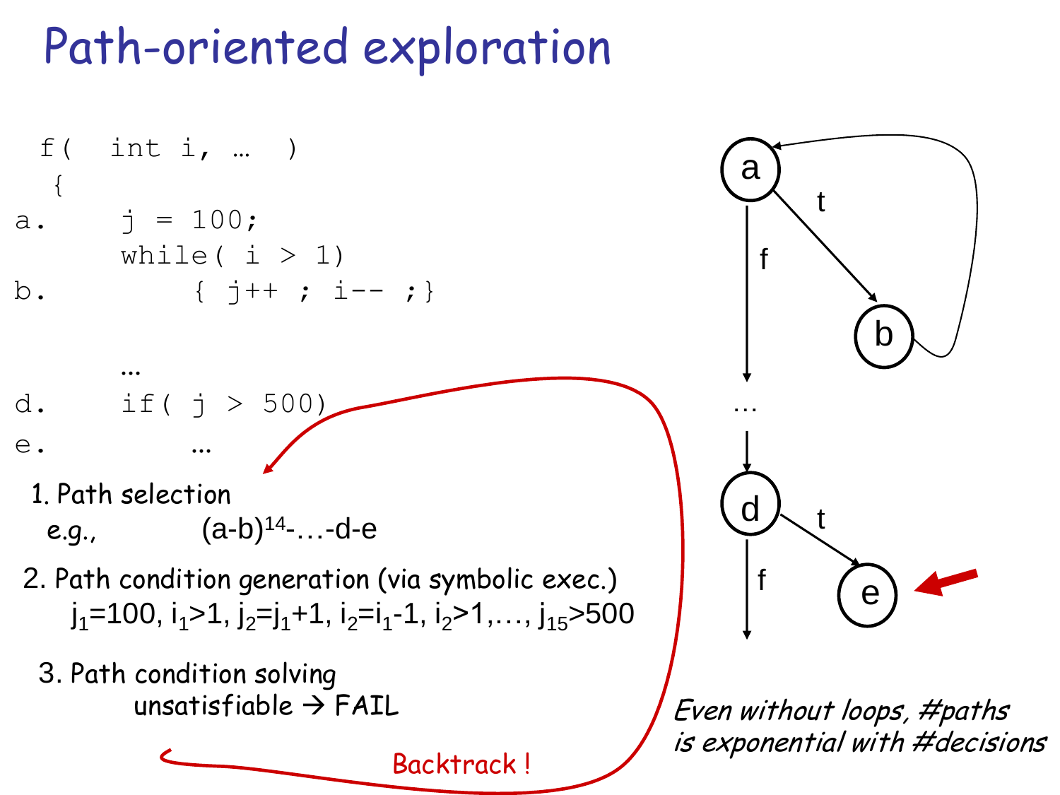# Path-oriented exploration

```
  f(  int i, …  )
   {
a.     j = 100;
       while( i > 1)
b.         { j++ ; i-- ;}

       …
d.     if( j > 500)
e.         …
```

1. Path selection

   *e.g.,* $(a\text{-}b)^{14}$-…-d-e

2. Path condition generation (via symbolic exec.)

   $j_1=100, i_1>1, j_2=j_1+1, i_2=i_1-1, i_2>1, \ldots, j_{15}>500$

3. Path condition solving

   unsatisfiable → FAIL

Backtrack !

*Even without loops, #paths is exponential with #decisions*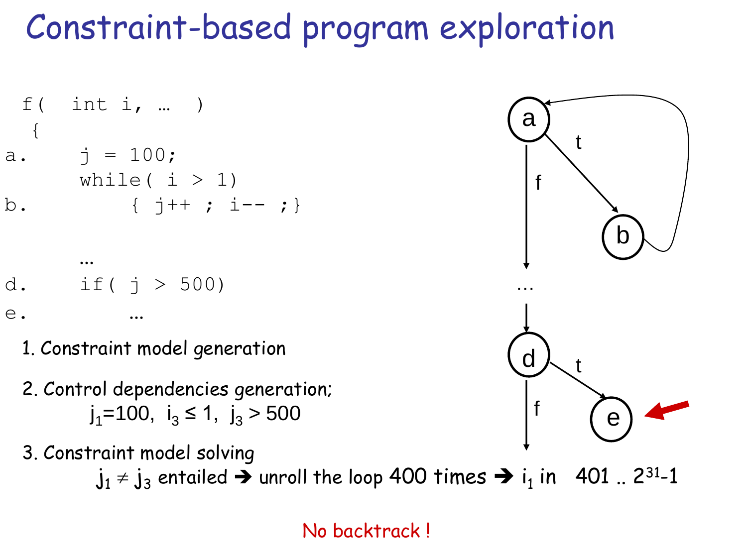# Constraint-based program exploration

```
 f(  int i, …  )
  {
a.    j = 100;
      while( i > 1)
b.        { j++ ; i-- ;}

      …
d.    if( j > 500)
e.        …
```

1. Constraint model generation

2. Control dependencies generation;

   $j_1$=100, $i_3 \leq 1$, $j_3 > 500$

3. Constraint model solving

   $j_1 \neq j_3$ entailed ➔ unroll the loop 400 times ➔ $i_1$ in 401 .. $2^{31}$-1

No backtrack !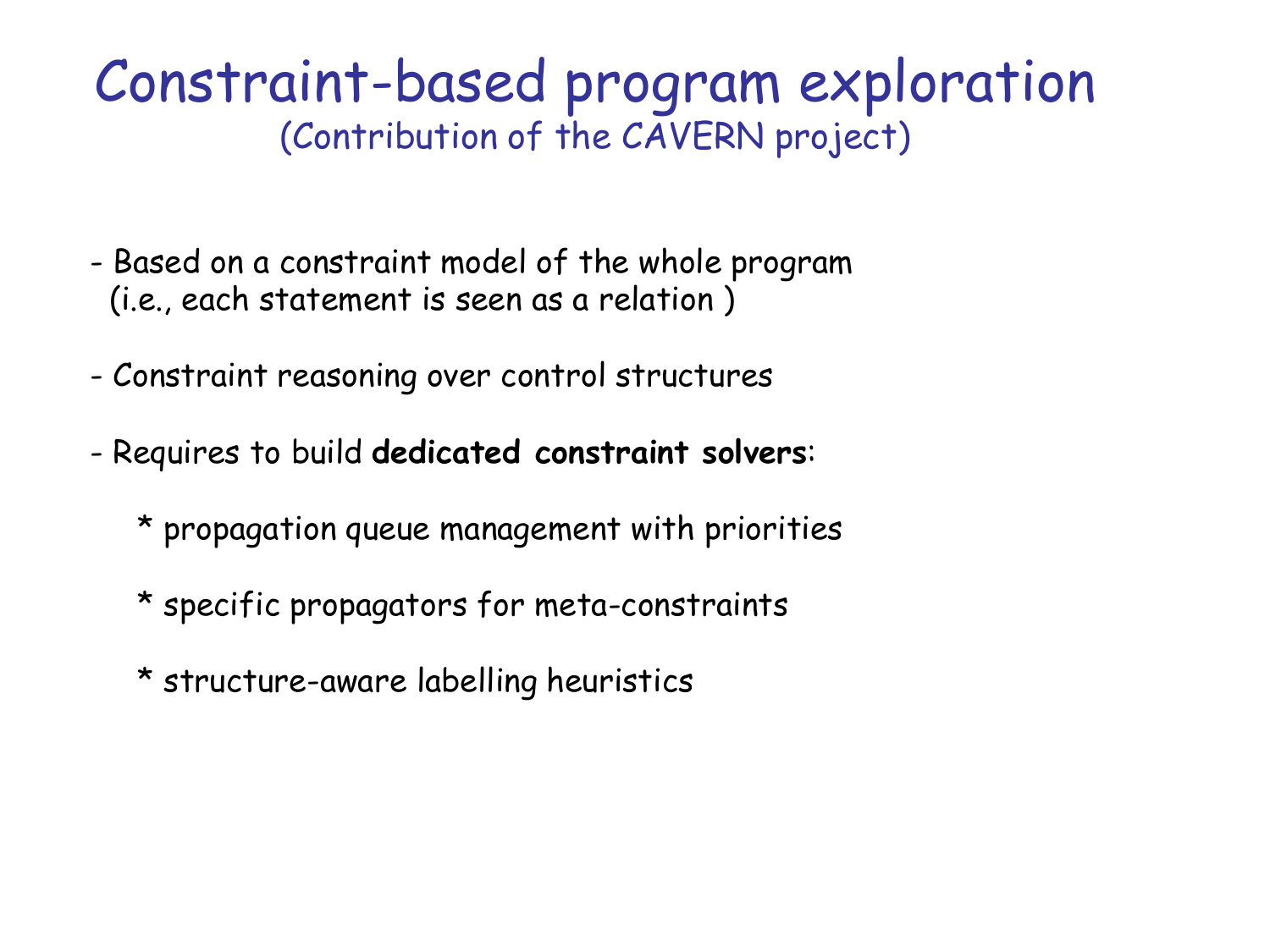# Constraint-based program exploration
(Contribution of the CAVERN project)

- Based on a constraint model of the whole program
  (i.e., each statement is seen as a relation )

- Constraint reasoning over control structures

- Requires to build **dedicated constraint solvers**:

  * propagation queue management with priorities

  * specific propagators for meta-constraints

  * structure-aware labelling heuristics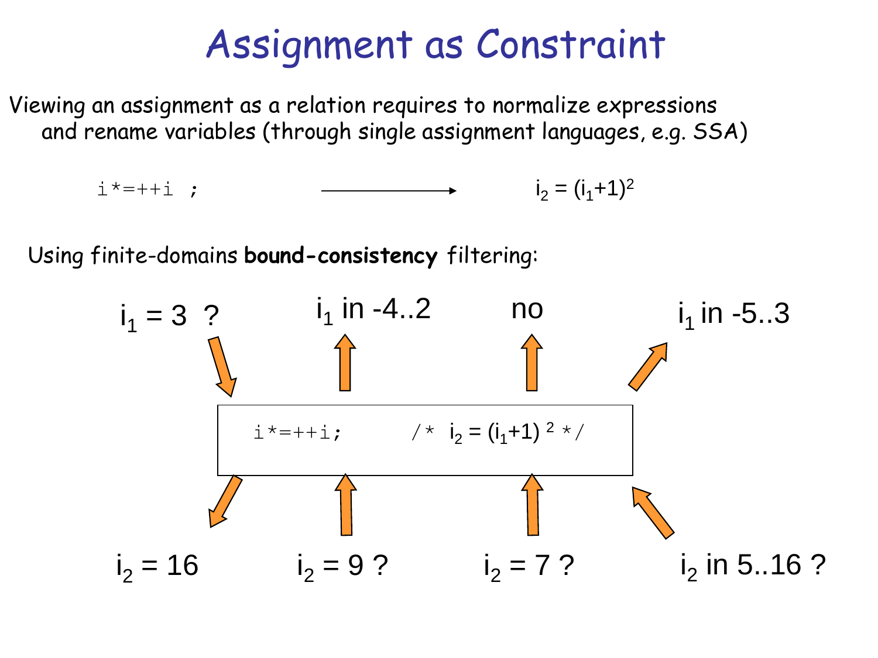# Assignment as Constraint

Viewing an assignment as a relation requires to normalize expressions and rename variables (through single assignment languages, e.g. SSA)

```
i*=++i ;
```

⟶ $i_2 = (i_1+1)^2$

Using finite-domains **bound-consistency** filtering:

```
i*=++i;        /* i2 = (i1+1)^2 */
```

- $i_1 = 3$ ? ⟶ $i_2 = 16$
- $i_2 = 9$ ? ⟶ $i_1$ in -4..2
- $i_2 = 7$ ? ⟶ no
- $i_2$ in 5..16 ? ⟶ $i_1$ in -5..3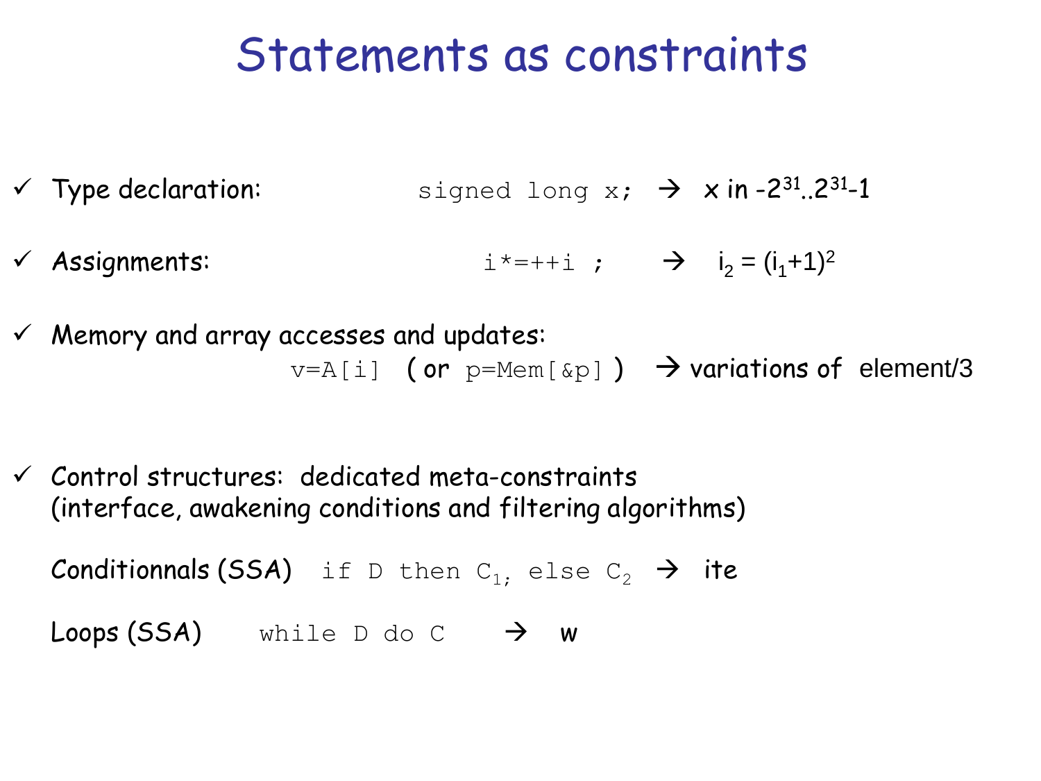# Statements as constraints

- ✓ Type declaration: `signed long x;` → x in $-2^{31}..2^{31}-1$
- ✓ Assignments: `i*=++i ;` → $i_2 = (i_1+1)^2$
- ✓ Memory and array accesses and updates:
  `v=A[i]` ( or `p=Mem[&p]` ) → variations of element/3
- ✓ Control structures: dedicated meta-constraints (interface, awakening conditions and filtering algorithms)

  Conditionnals (SSA) `if D then` $C_1$; `else` $C_2$ → ite

  Loops (SSA) `while D do C` → w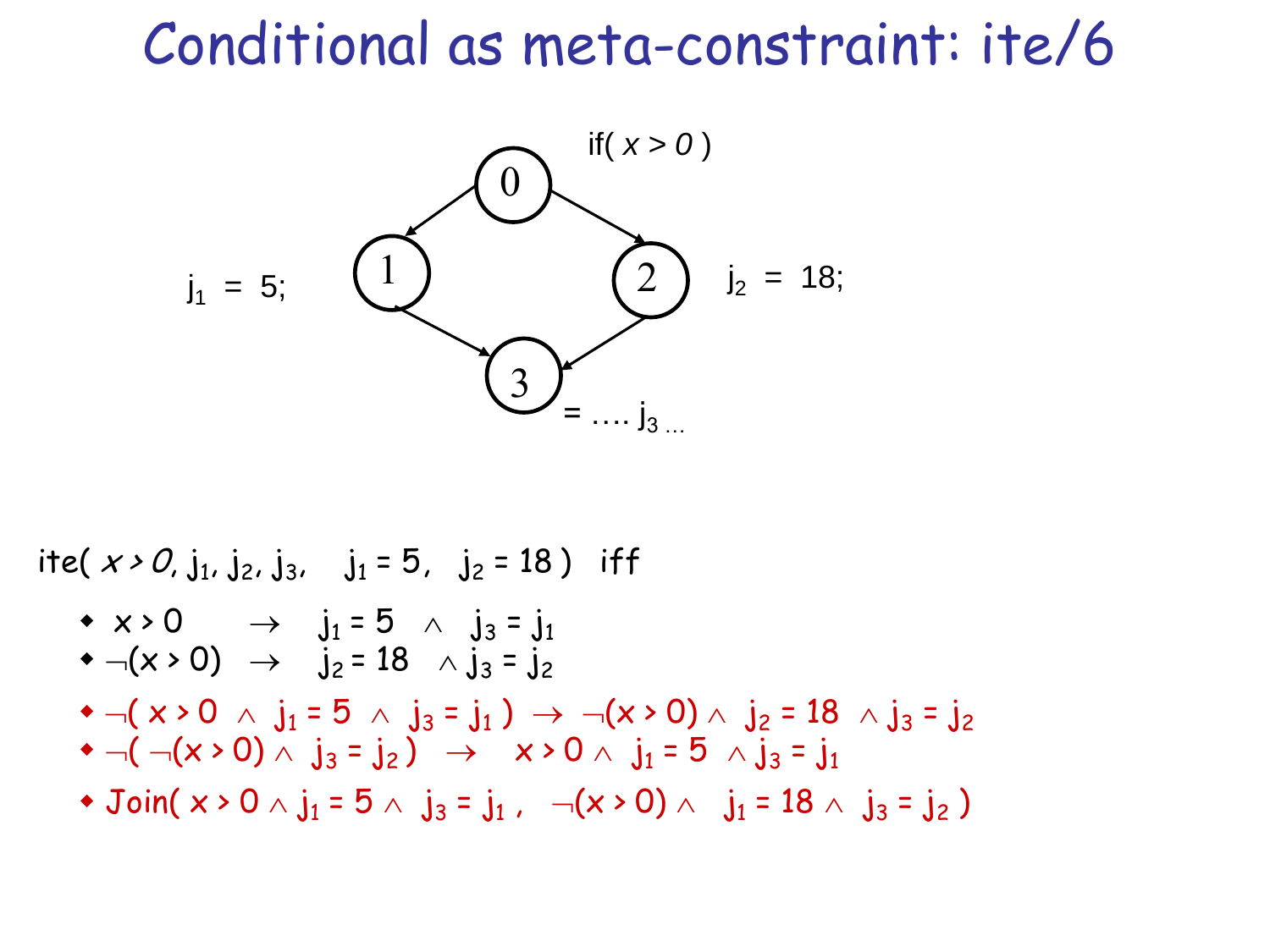# Conditional as meta-constraint: ite/6

if( $x > 0$ )

0 → 1, 0 → 2, 1 → 3, 2 → 3

$j_1 = 5;$ (node 1)

$j_2 = 18;$ (node 2)

$= \ldots. j_3 \ldots$ (node 3)

$\text{ite}(\ x > 0,\ j_1,\ j_2,\ j_3,\quad j_1 = 5,\quad j_2 = 18\ )$ iff

- $x > 0 \quad \rightarrow \quad j_1 = 5 \ \wedge \ j_3 = j_1$
- $\neg(x > 0) \quad \rightarrow \quad j_2 = 18 \ \wedge \ j_3 = j_2$
- $\neg(\ x > 0 \ \wedge \ j_1 = 5 \ \wedge \ j_3 = j_1\ ) \ \rightarrow \ \neg(x > 0) \wedge \ j_2 = 18 \ \wedge j_3 = j_2$
- $\neg(\ \neg(x > 0) \wedge \ j_3 = j_2\ ) \quad \rightarrow \quad x > 0 \wedge \ j_1 = 5 \ \wedge j_3 = j_1$
- $\text{Join}(\ x > 0 \wedge j_1 = 5 \wedge \ j_3 = j_1\ ,\ \ \neg(x > 0) \wedge \ \ j_1 = 18 \wedge \ j_3 = j_2\ )$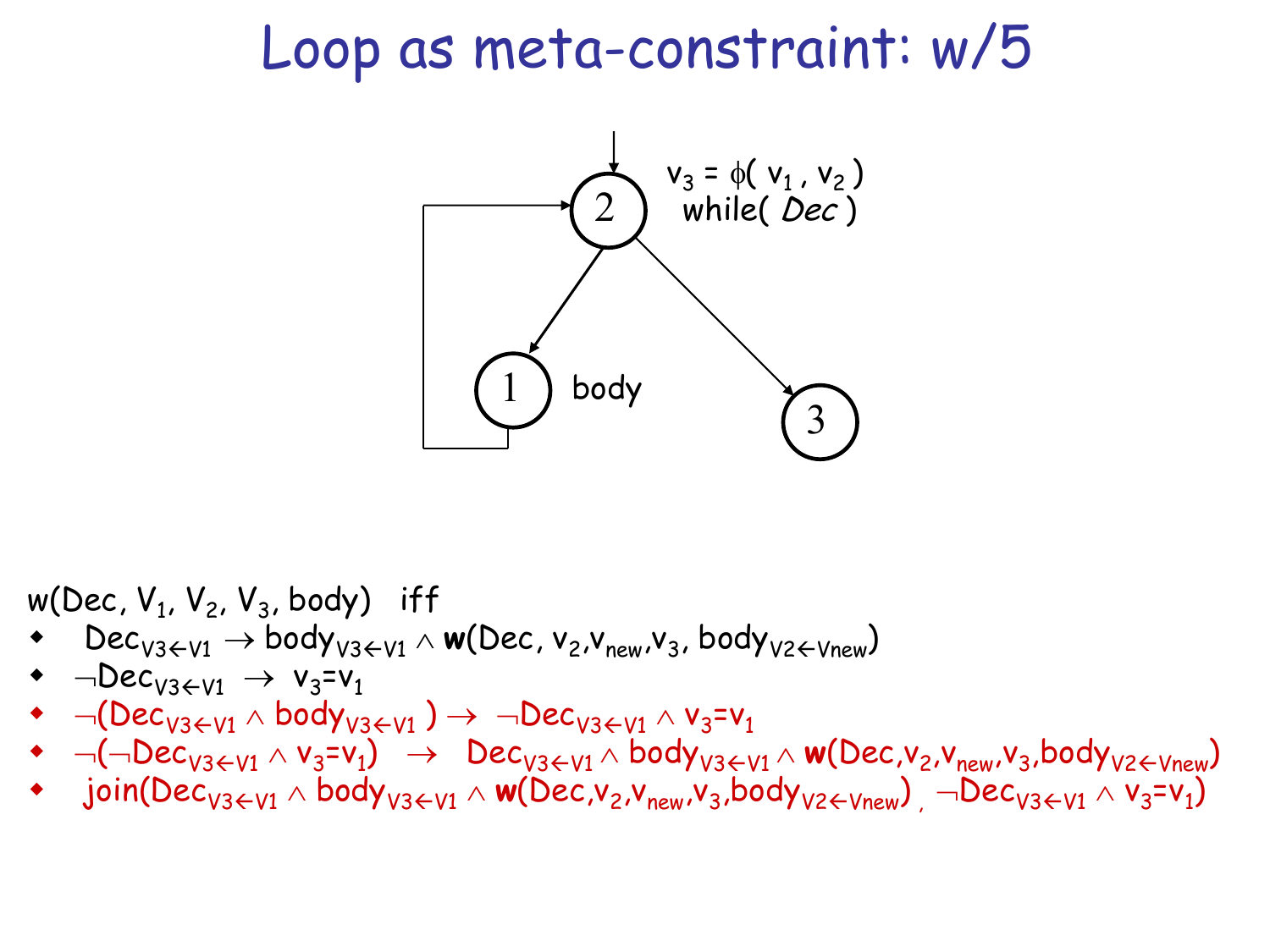# Loop as meta-constraint: w/5

$v_3 = \phi( v_1 , v_2 )$
while( *Dec* )

body

$w(Dec, V_1, V_2, V_3, body)$ iff

- $Dec_{V3 \leftarrow V1} \rightarrow body_{V3 \leftarrow V1} \wedge \mathbf{w}(Dec, v_2, v_{new}, v_3, body_{V2 \leftarrow Vnew})$
- $\neg Dec_{V3 \leftarrow V1} \rightarrow v_3 = v_1$
- $\neg(Dec_{V3 \leftarrow V1} \wedge body_{V3 \leftarrow V1}) \rightarrow \neg Dec_{V3 \leftarrow V1} \wedge v_3 = v_1$
- $\neg(\neg Dec_{V3 \leftarrow V1} \wedge v_3 = v_1) \rightarrow Dec_{V3 \leftarrow V1} \wedge body_{V3 \leftarrow V1} \wedge \mathbf{w}(Dec, v_2, v_{new}, v_3, body_{V2 \leftarrow Vnew})$
- $join(Dec_{V3 \leftarrow V1} \wedge body_{V3 \leftarrow V1} \wedge \mathbf{w}(Dec, v_2, v_{new}, v_3, body_{V2 \leftarrow Vnew}) , \neg Dec_{V3 \leftarrow V1} \wedge v_3 = v_1)$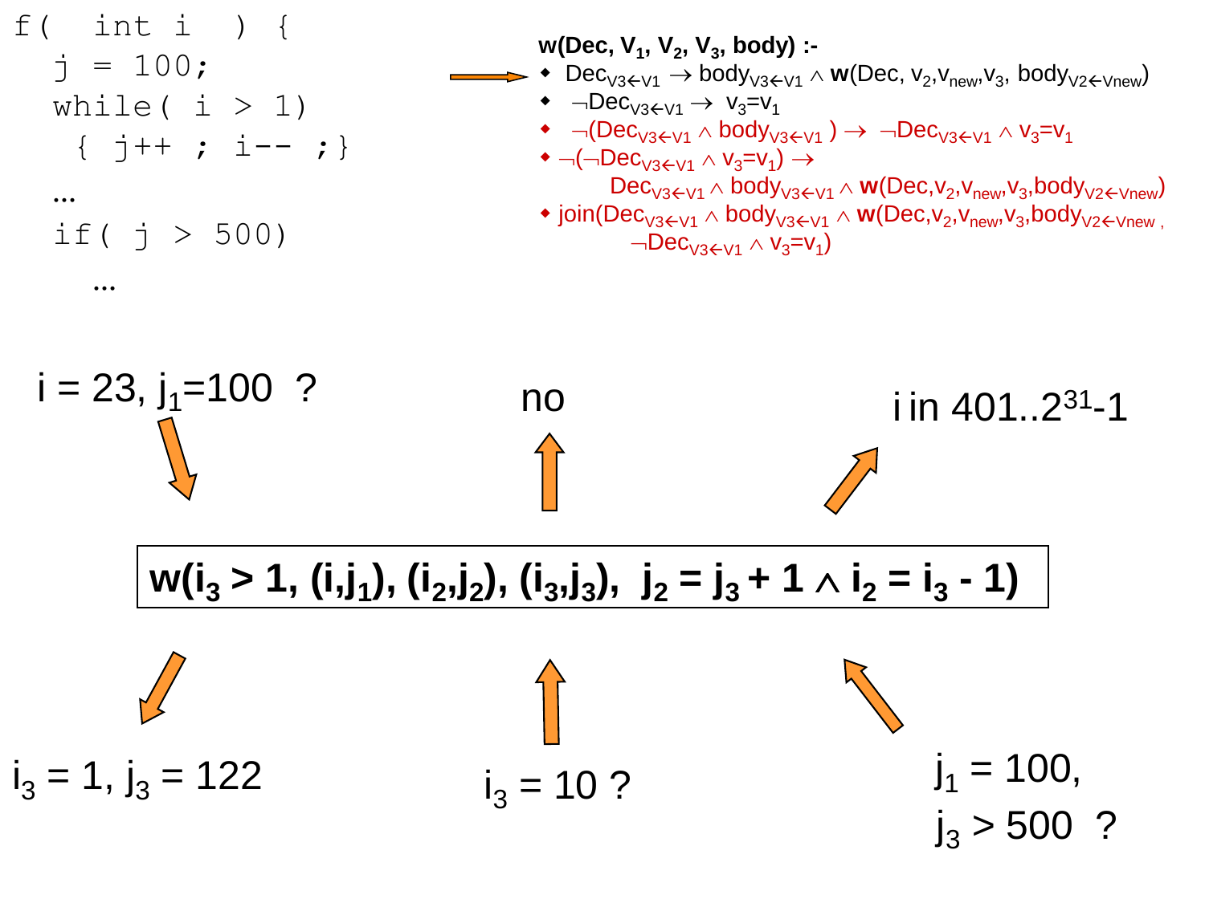```
f(  int i  ) {
  j = 100;
  while( i > 1)
   { j++ ; i-- ;}
  ...
  if( j > 500)
    ...
```

**w(Dec, $V_1$, $V_2$, $V_3$, body) :-**

- $Dec_{V3\leftarrow V1} \rightarrow body_{V3\leftarrow V1} \wedge$ **w**(Dec, $v_2$,$v_{new}$,$v_3$, $body_{V2\leftarrow Vnew}$)
- $\neg Dec_{V3\leftarrow V1} \rightarrow v_3=v_1$
- $\neg(Dec_{V3\leftarrow V1} \wedge body_{V3\leftarrow V1}) \rightarrow \neg Dec_{V3\leftarrow V1} \wedge v_3=v_1$
- $\neg(\neg Dec_{V3\leftarrow V1} \wedge v_3=v_1) \rightarrow$
  $Dec_{V3\leftarrow V1} \wedge body_{V3\leftarrow V1} \wedge$ **w**(Dec,$v_2$,$v_{new}$,$v_3$,$body_{V2\leftarrow Vnew}$)
- join($Dec_{V3\leftarrow V1} \wedge body_{V3\leftarrow V1} \wedge$ **w**(Dec,$v_2$,$v_{new}$,$v_3$,$body_{V2\leftarrow Vnew}$ ,
  $\neg Dec_{V3\leftarrow V1} \wedge v_3=v_1$)

$i = 23$, $j_1=100$ ?

no

i in $401..2^{31}-1$

**$w(i_3 > 1, (i,j_1), (i_2,j_2), (i_3,j_3), \; j_2 = j_3 + 1 \wedge i_2 = i_3 - 1)$**

$i_3 = 1$, $j_3 = 122$

$i_3 = 10$ ?

$j_1 = 100$,
$j_3 > 500$ ?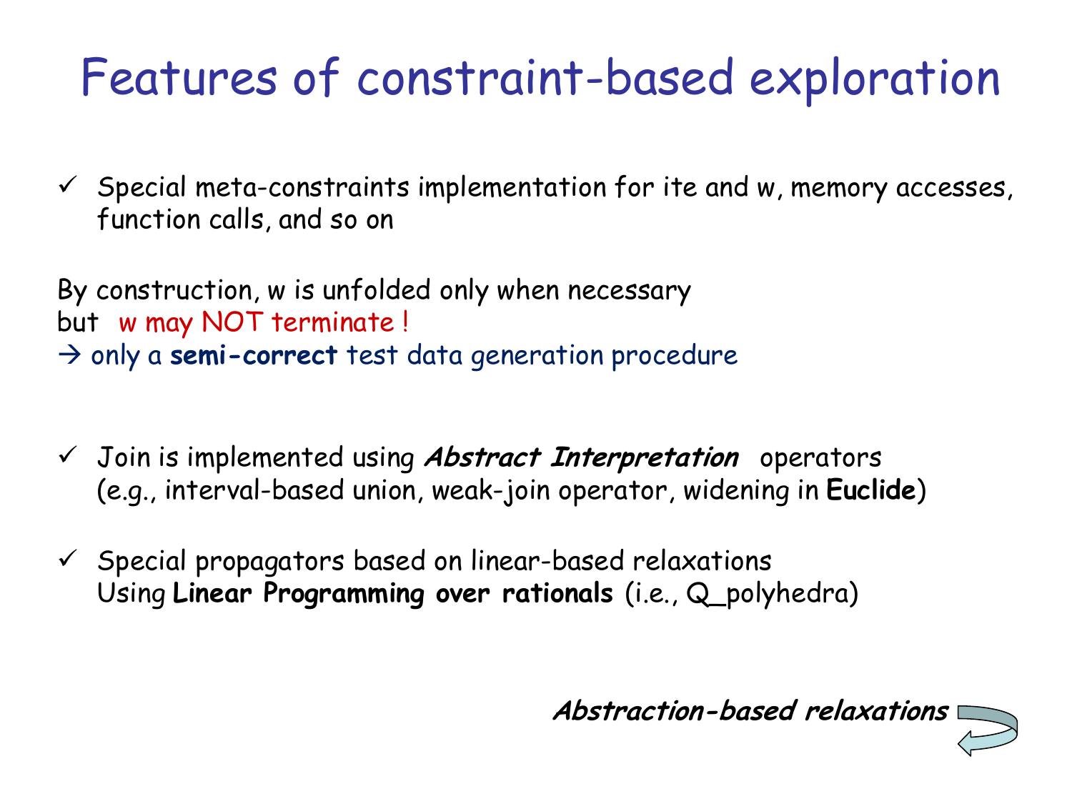# Features of constraint-based exploration

- ✓ Special meta-constraints implementation for ite and w, memory accesses, function calls, and so on

By construction, w is unfolded only when necessary
but w may NOT terminate !
→ only a **semi-correct** test data generation procedure

- ✓ Join is implemented using ***Abstract Interpretation*** operators (e.g., interval-based union, weak-join operator, widening in **Euclide**)

- ✓ Special propagators based on linear-based relaxations
  Using **Linear Programming over rationals** (i.e., Q_polyhedra)

***Abstraction-based relaxations***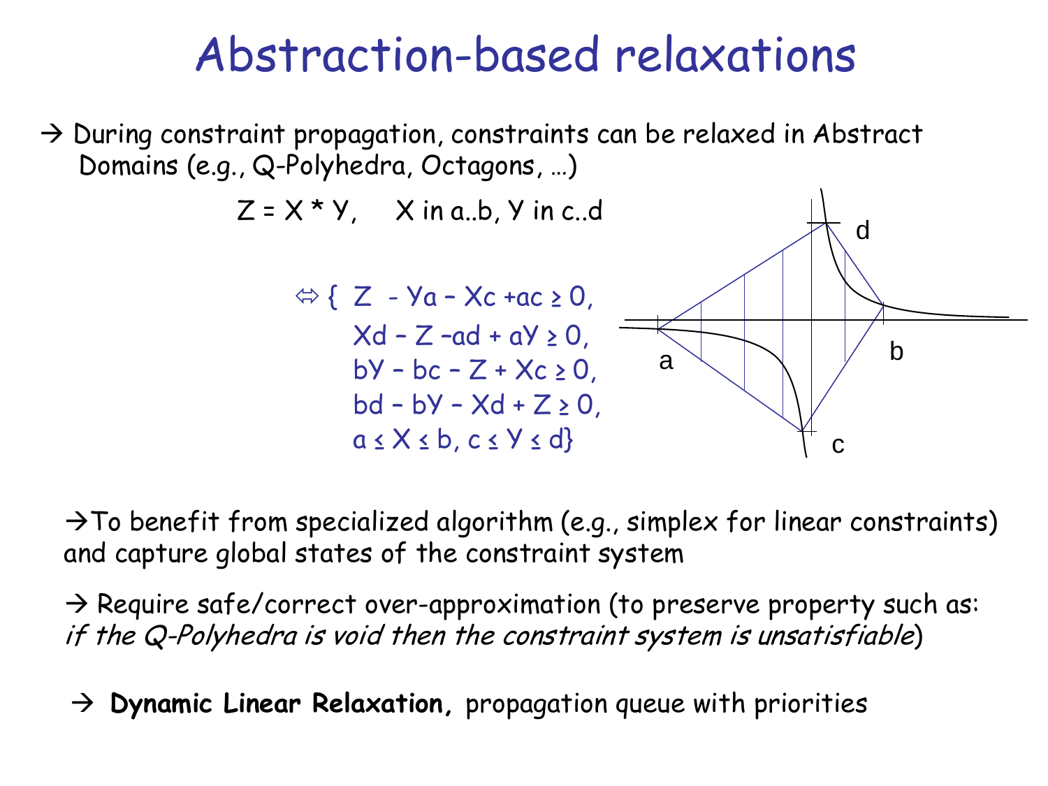# Abstraction-based relaxations

→ During constraint propagation, constraints can be relaxed in Abstract Domains (e.g., Q-Polyhedra, Octagons, …)

$Z = X * Y$, $X$ in $a..b$, $Y$ in $c..d$

$$\Leftrightarrow \{ \; Z - Ya - Xc + ac \geq 0, \quad Xd - Z - ad + aY \geq 0, \quad bY - bc - Z + Xc \geq 0, \quad bd - bY - Xd + Z \geq 0, \quad a \leq X \leq b, \; c \leq Y \leq d \}$$

→ To benefit from specialized algorithm (e.g., simplex for linear constraints) and capture global states of the constraint system

→ Require safe/correct over-approximation (to preserve property such as: *if the Q-Polyhedra is void then the constraint system is unsatisfiable*)

→ **Dynamic Linear Relaxation,** propagation queue with priorities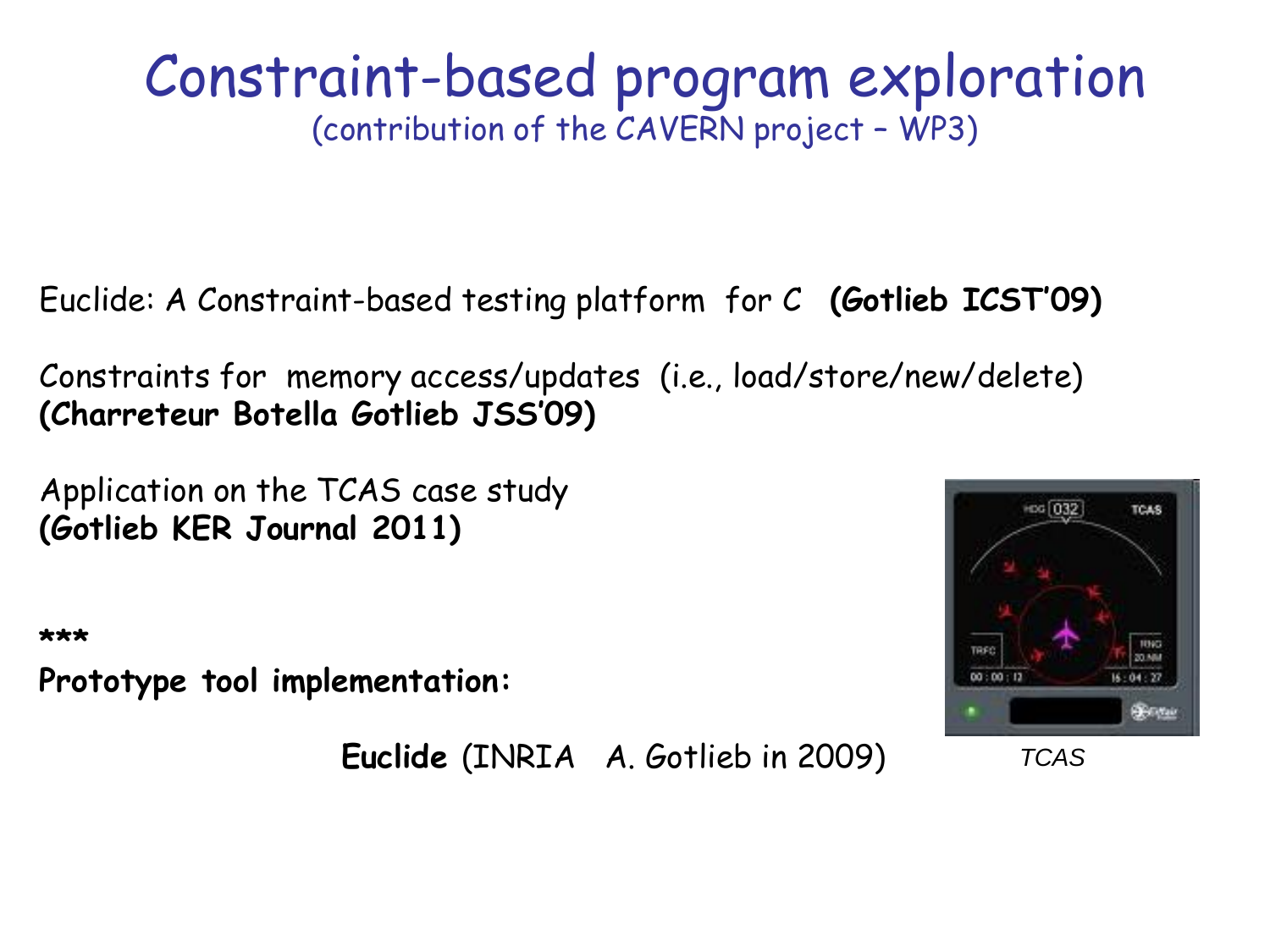# Constraint-based program exploration

(contribution of the CAVERN project – WP3)

Euclide: A Constraint-based testing platform for C **(Gotlieb ICST'09)**

Constraints for memory access/updates (i.e., load/store/new/delete) **(Charreteur Botella Gotlieb JSS'09)**

Application on the TCAS case study **(Gotlieb KER Journal 2011)**

***

**Prototype tool implementation:**

**Euclide** (INRIA A. Gotlieb in 2009)

*TCAS*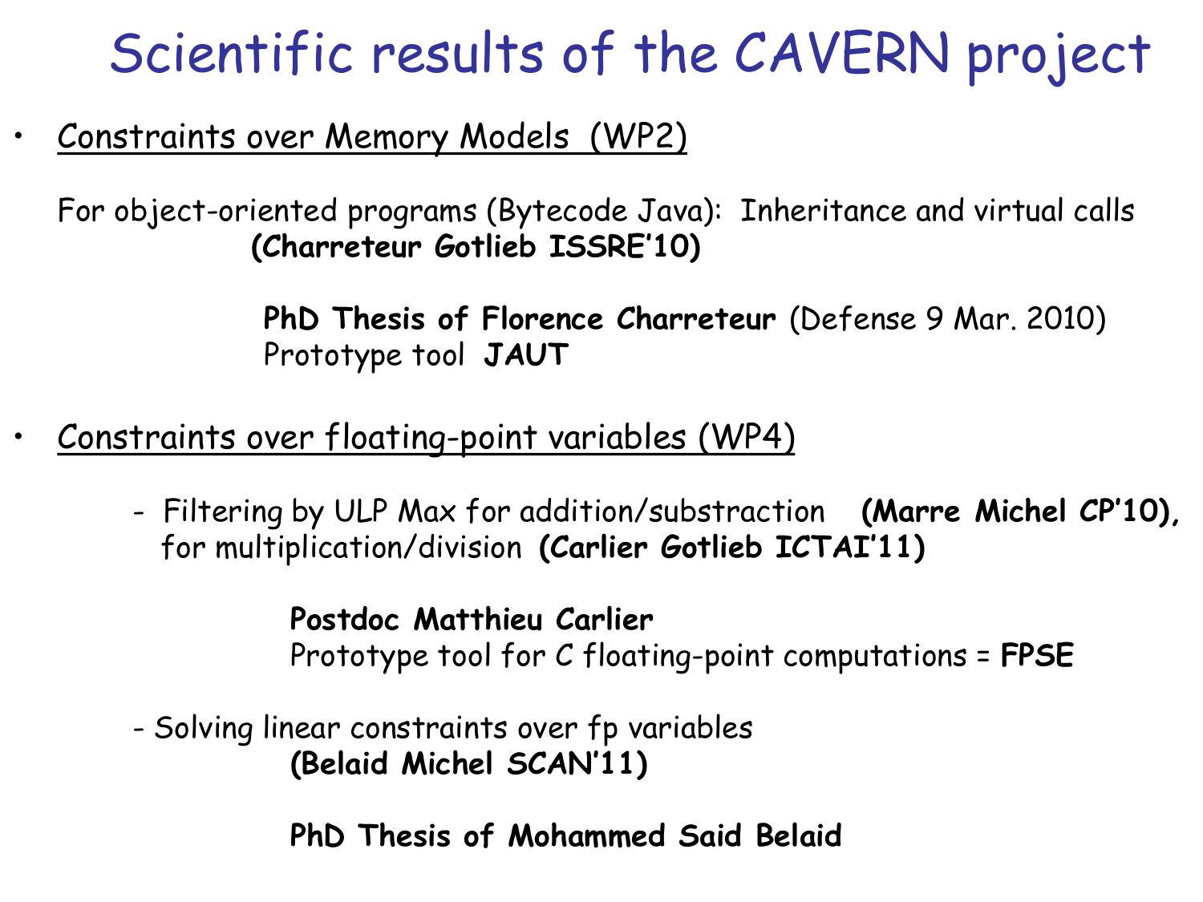# Scientific results of the CAVERN project

- Constraints over Memory Models (WP2)

  For object-oriented programs (Bytecode Java): Inheritance and virtual calls
  **(Charreteur Gotlieb ISSRE'10)**

  **PhD Thesis of Florence Charreteur** (Defense 9 Mar. 2010)
  Prototype tool **JAUT**

- Constraints over floating-point variables (WP4)

  - Filtering by ULP Max for addition/substraction **(Marre Michel CP'10),** for multiplication/division **(Carlier Gotlieb ICTAI'11)**

    **Postdoc Matthieu Carlier**
    Prototype tool for C floating-point computations = **FPSE**

  - Solving linear constraints over fp variables
    **(Belaid Michel SCAN'11)**

    **PhD Thesis of Mohammed Said Belaid**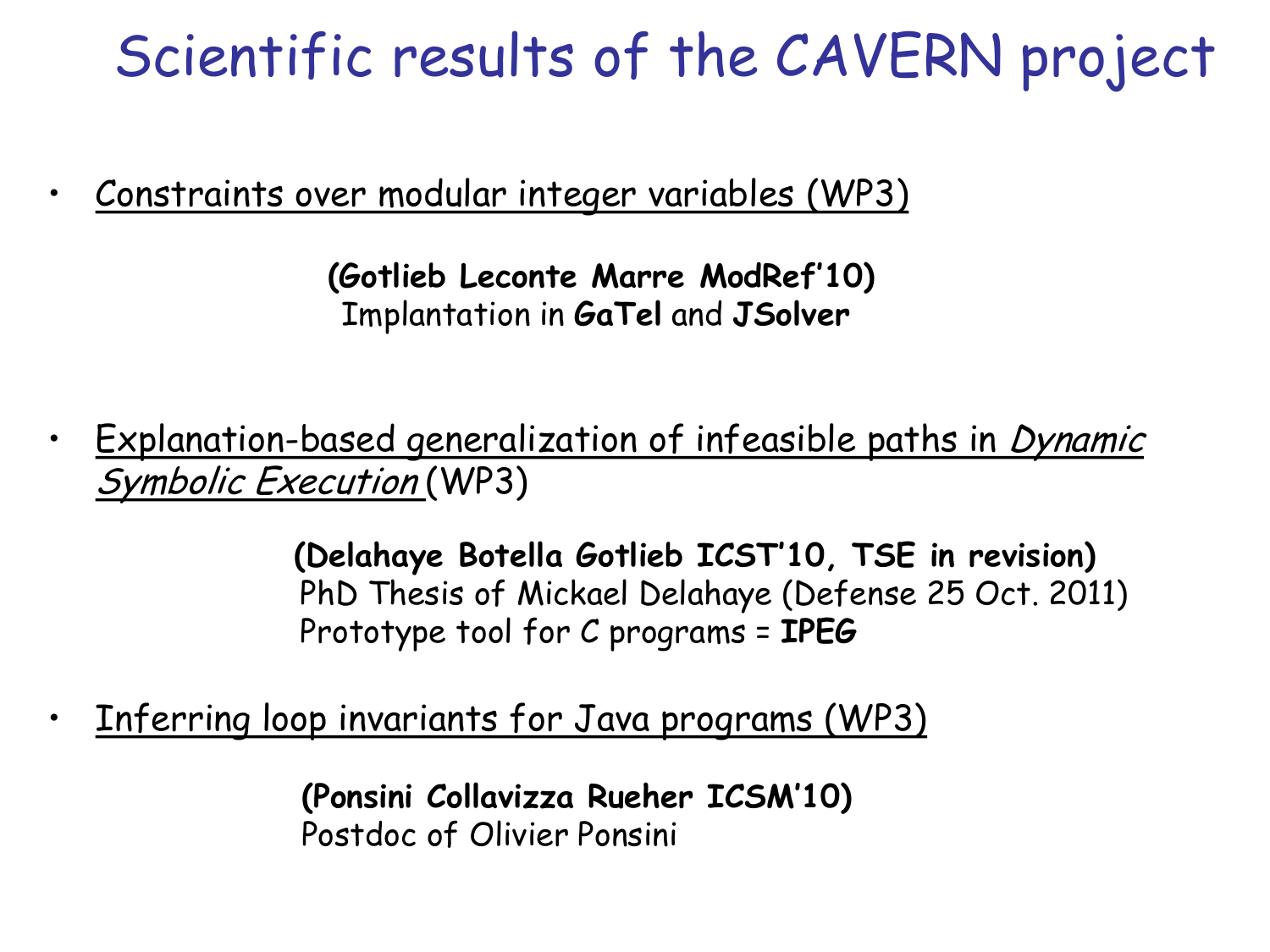# Scientific results of the CAVERN project

- Constraints over modular integer variables (WP3)

  **(Gotlieb Leconte Marre ModRef'10)**
  Implantation in **GaTel** and **JSolver**

- Explanation-based generalization of infeasible paths in *Dynamic Symbolic Execution* (WP3)

  **(Delahaye Botella Gotlieb ICST'10, TSE in revision)**
  PhD Thesis of Mickael Delahaye (Defense 25 Oct. 2011)
  Prototype tool for C programs = **IPEG**

- Inferring loop invariants for Java programs (WP3)

  **(Ponsini Collavizza Rueher ICSM'10)**
  Postdoc of Olivier Ponsini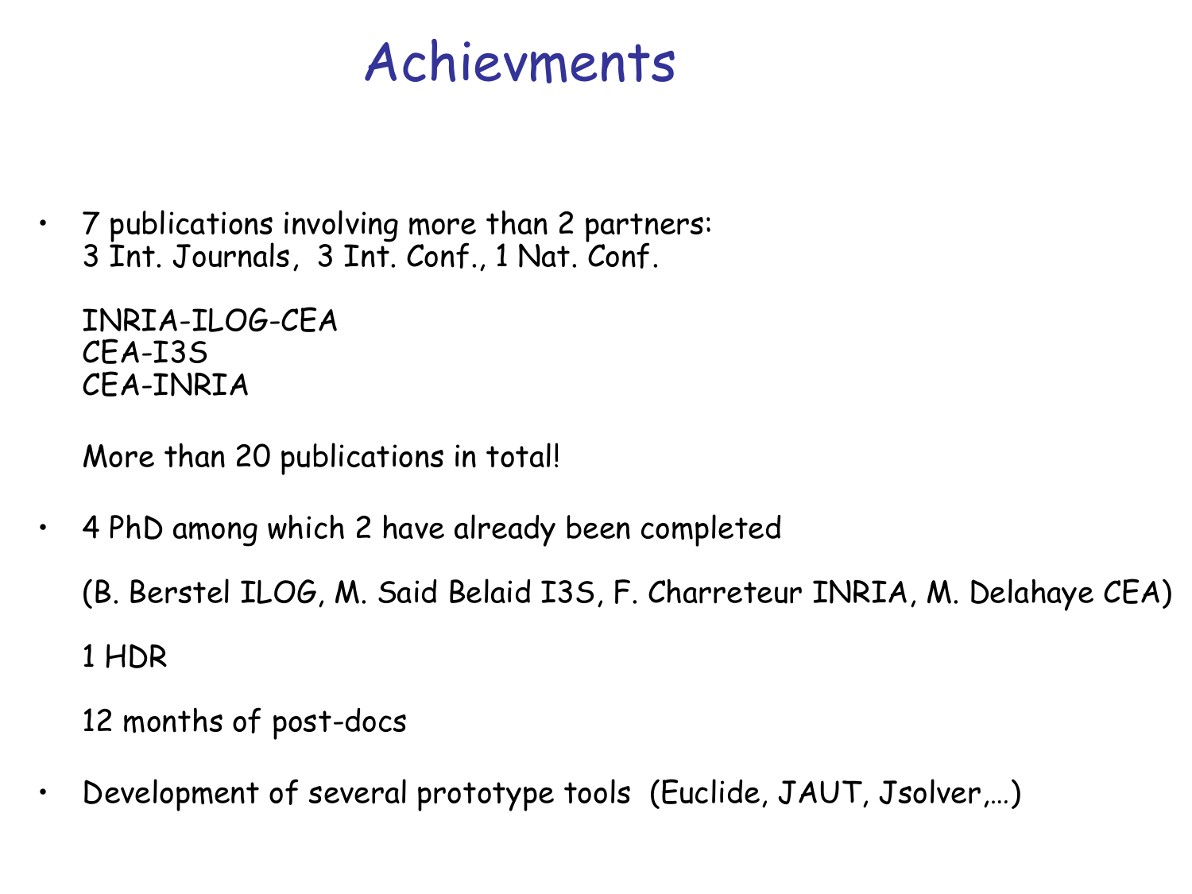# Achievments

- 7 publications involving more than 2 partners:
  3 Int. Journals, 3 Int. Conf., 1 Nat. Conf.

  INRIA-ILOG-CEA
  CEA-I3S
  CEA-INRIA

  More than 20 publications in total!

- 4 PhD among which 2 have already been completed

  (B. Berstel ILOG, M. Said Belaid I3S, F. Charreteur INRIA, M. Delahaye CEA)

  1 HDR

  12 months of post-docs

- Development of several prototype tools (Euclide, JAUT, Jsolver,…)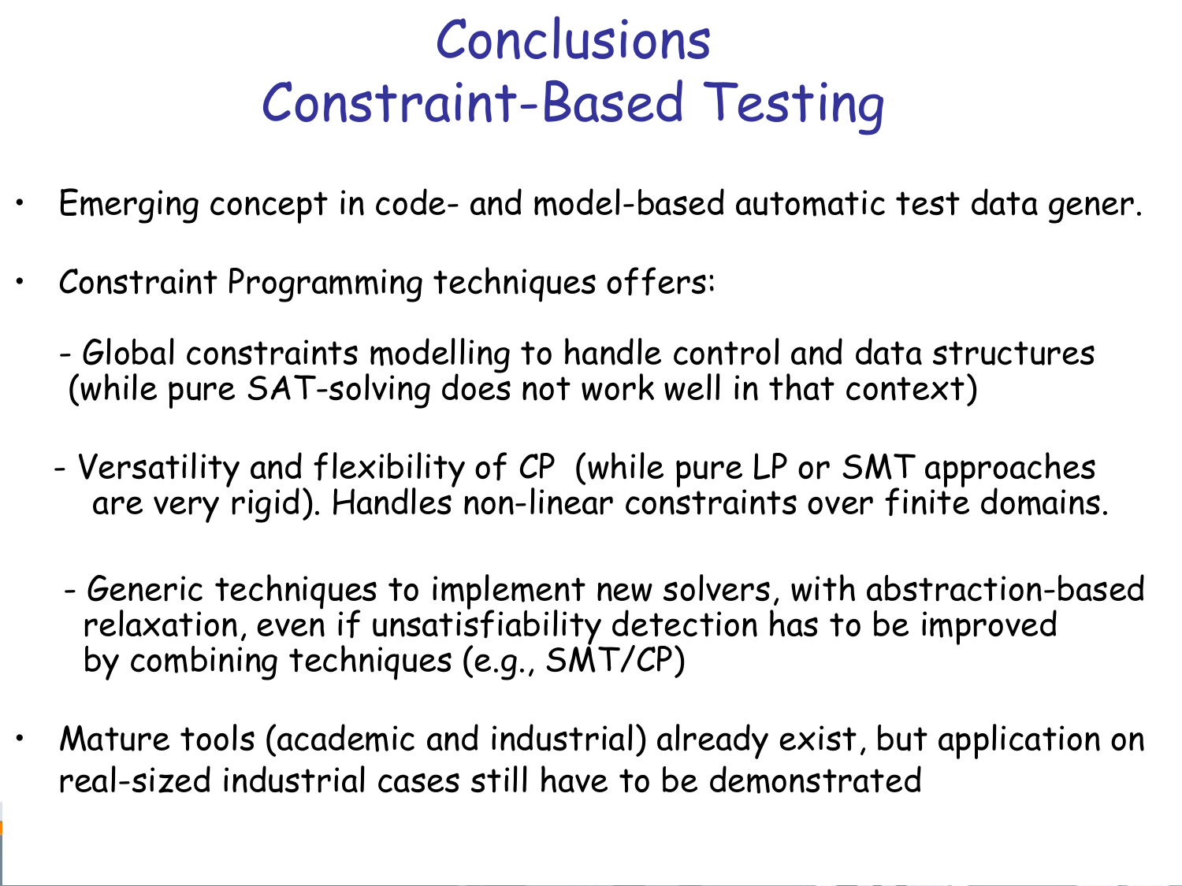# Conclusions
# Constraint-Based Testing

- Emerging concept in code- and model-based automatic test data gener.

- Constraint Programming techniques offers:

  - Global constraints modelling to handle control and data structures (while pure SAT-solving does not work well in that context)

  - Versatility and flexibility of CP (while pure LP or SMT approaches are very rigid). Handles non-linear constraints over finite domains.

  - Generic techniques to implement new solvers, with abstraction-based relaxation, even if unsatisfiability detection has to be improved by combining techniques (e.g., SMT/CP)

- Mature tools (academic and industrial) already exist, but application on real-sized industrial cases still have to be demonstrated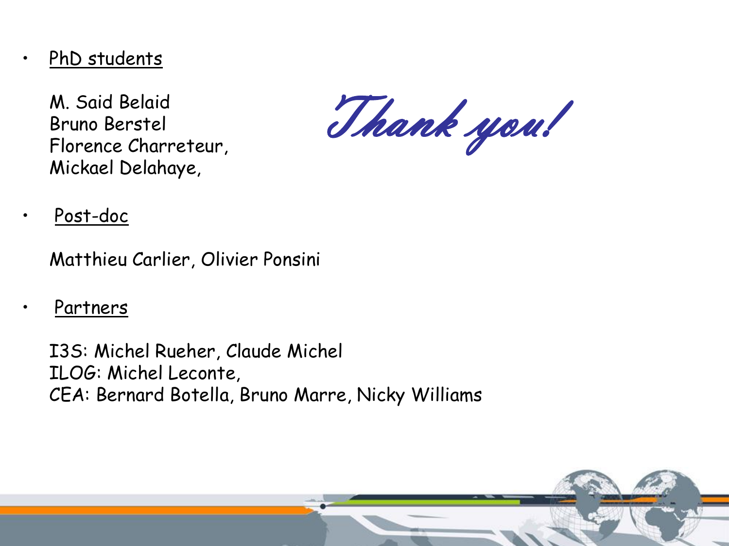- PhD students

  M. Said Belaid
  Bruno Berstel
  Florence Charreteur,
  Mickael Delahaye,

*Thank you!*

- Post-doc

  Matthieu Carlier, Olivier Ponsini

- Partners

  I3S: Michel Rueher, Claude Michel
  ILOG: Michel Leconte,
  CEA: Bernard Botella, Bruno Marre, Nicky Williams